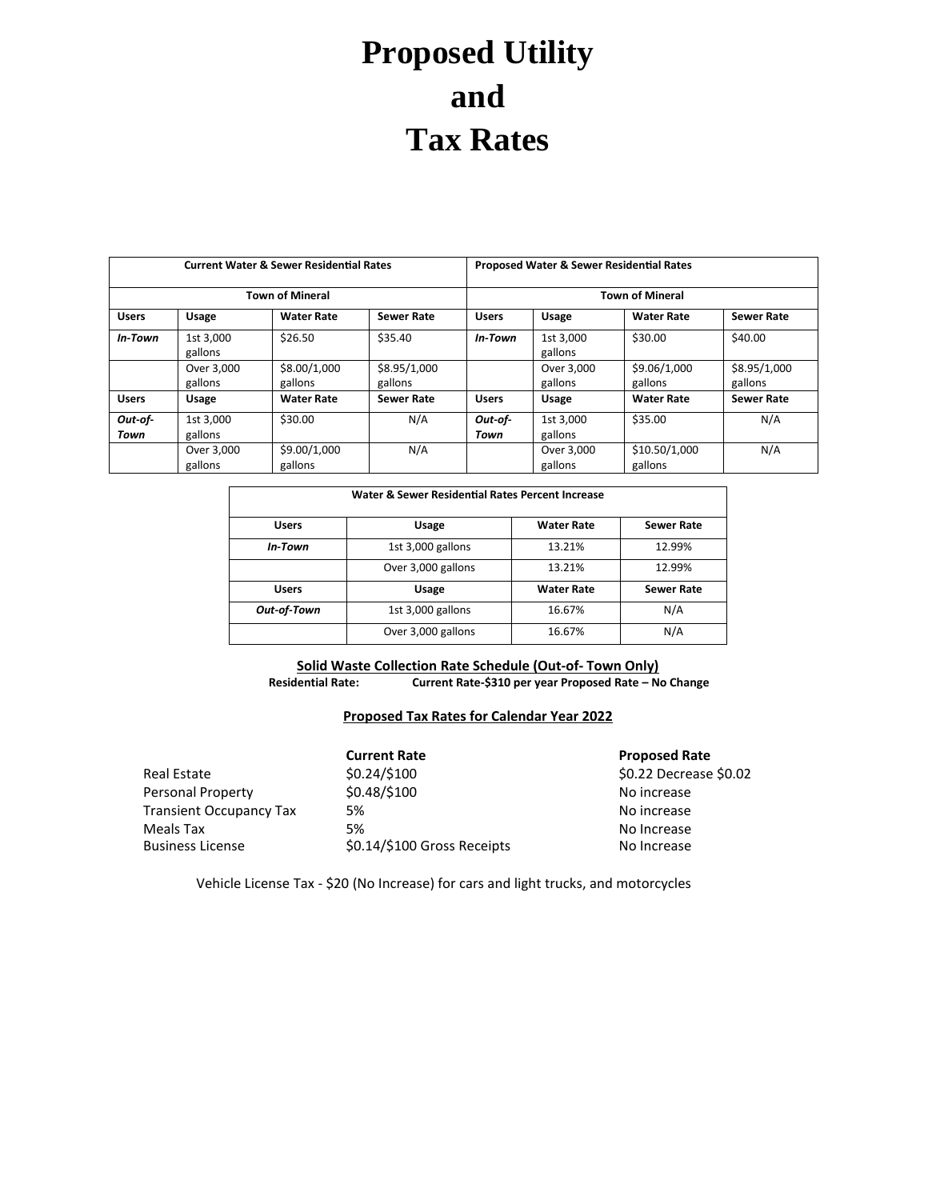# Proposed Utility and Tax Rates

| **Current Water & Sewer Residential Rates** | | | | **Proposed Water & Sewer Residential Rates** | | | |
|---|---|---|---|---|---|---|---|
| **Town of Mineral** | | | | **Town of Mineral** | | | |
| **Users** | **Usage** | **Water Rate** | **Sewer Rate** | **Users** | **Usage** | **Water Rate** | **Sewer Rate** |
| ***In-Town*** | 1st 3,000 gallons | $26.50 | $35.40 | ***In-Town*** | 1st 3,000 gallons | $30.00 | $40.00 |
| | Over 3,000 gallons | $8.00/1,000 gallons | $8.95/1,000 gallons | | Over 3,000 gallons | $9.06/1,000 gallons | $8.95/1,000 gallons |
| **Users** | **Usage** | **Water Rate** | **Sewer Rate** | **Users** | **Usage** | **Water Rate** | **Sewer Rate** |
| ***Out-of-Town*** | 1st 3,000 gallons | $30.00 | N/A | ***Out-of-Town*** | 1st 3,000 gallons | $35.00 | N/A |
| | Over 3,000 gallons | $9.00/1,000 gallons | N/A | | Over 3,000 gallons | $10.50/1,000 gallons | N/A |

| **Water & Sewer Residential Rates Percent Increase** | | | |
|---|---|---|---|
| **Users** | **Usage** | **Water Rate** | **Sewer Rate** |
| ***In-Town*** | 1st 3,000 gallons | 13.21% | 12.99% |
| | Over 3,000 gallons | 13.21% | 12.99% |
| **Users** | **Usage** | **Water Rate** | **Sewer Rate** |
| ***Out-of-Town*** | 1st 3,000 gallons | 16.67% | N/A |
| | Over 3,000 gallons | 16.67% | N/A |

**Solid Waste Collection Rate Schedule (Out-of- Town Only)**

**Residential Rate:** **Current Rate-$310 per year Proposed Rate – No Change**

**Proposed Tax Rates for Calendar Year 2022**

| | **Current Rate** | **Proposed Rate** |
|---|---|---|
| Real Estate | $0.24/$100 | $0.22 Decrease $0.02 |
| Personal Property | $0.48/$100 | No increase |
| Transient Occupancy Tax | 5% | No increase |
| Meals Tax | 5% | No Increase |
| Business License | $0.14/$100 Gross Receipts | No Increase |

Vehicle License Tax - $20 (No Increase) for cars and light trucks, and motorcycles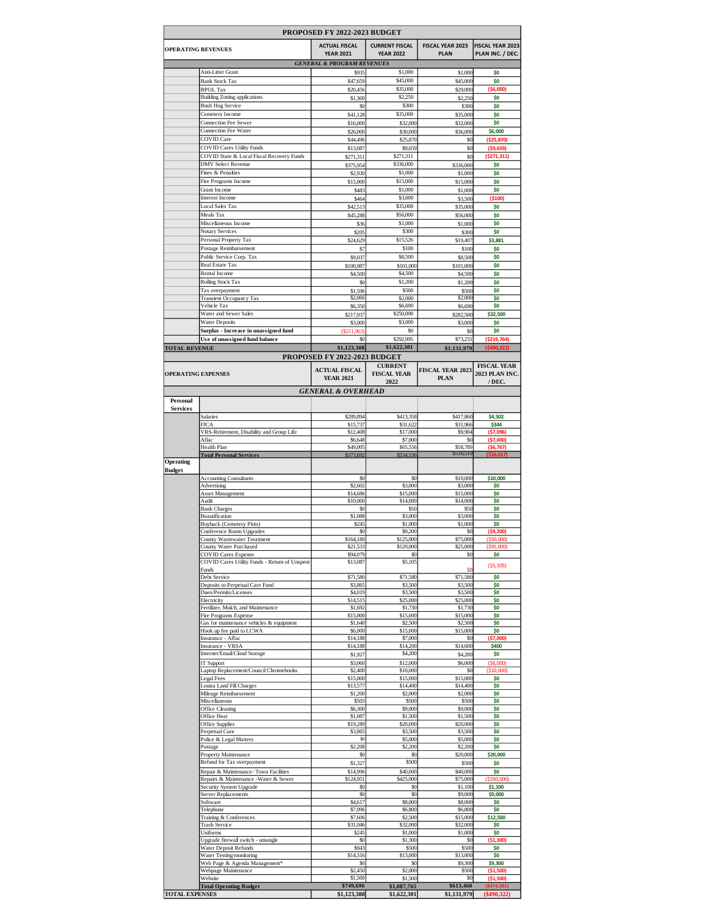# PROPOSED FY 2022-2023 BUDGET

| OPERATING REVENUES | | ACTUAL FISCAL YEAR 2021 | CURRENT FISCAL YEAR 2022 | FISCAL YEAR 2023 PLAN | FISCAL YEAR 2023 PLAN INC. / DEC. |
|---|---|---|---|---|---|
| | ***GENERAL & PROGRAM REVENUES*** | | | | |
| | Anti-Litter Grant | $935 | $1,000 | $1,000 | $0 |
| | Bank Stock Tax | $47,659 | $45,000 | $45,000 | $0 |
| | BPOL Tax | $20,456 | $35,000 | $29,000 | ($6,000) |
| | Building Zoning applications | $1,300 | $2,250 | $2,250 | $0 |
| | Bush Hog Service | $0 | $300 | $300 | $0 |
| | Cemetery Income | $41,128 | $35,000 | $35,000 | $0 |
| | Connection Fee Sewer | $16,000 | $32,000 | $32,000 | $0 |
| | Connection Fee Water | $26,000 | $30,000 | $36,000 | $6,000 |
| | COVID Care | $44,496 | $25,870 | $0 | ($25,870) |
| | COVID Cares Utility Funds | $13,087 | $9,659 | $0 | ($9,659) |
| | COVID State & Local Fiscal Recovery Funds | $271,311 | $271,311 | $0 | ($271,311) |
| | DMV Select Revenue | $375,954 | $336,000 | $336,000 | $0 |
| | Fines & Penalties | $2,930 | $1,000 | $1,000 | $0 |
| | Fire Programs Income | $15,000 | $15,000 | $15,000 | $0 |
| | Grant Income | $483 | $1,000 | $1,000 | $0 |
| | Interest Income | $464 | $3,600 | $3,500 | ($100) |
| | Local Sales Tax | $42,513 | $35,000 | $35,000 | $0 |
| | Meals Tax | $45,288 | $56,000 | $56,000 | $0 |
| | Miscellaneous Income | $36 | $1,000 | $1,000 | $0 |
| | Notary Services | $205 | $300 | $300 | $0 |
| | Personal Property Tax | $24,629 | $15,526 | $19,407 | $3,881 |
| | Postage Reimbursement | $7 | $100 | $100 | $0 |
| | Public Service Corp. Tax | $9,037 | $8,500 | $8,500 | $0 |
| | Real Estate Tax | $100,987 | $101,000 | $101,000 | $0 |
| | Rental Income | $4,500 | $4,500 | $4,500 | $0 |
| | Rolling Stock Tax | $0 | $1,200 | $1,200 | $0 |
| | Tax overpayment | $1,596 | $500 | $500 | $0 |
| | Transient Occupancy Tax | $2,066 | $2,000 | $2,000 | $0 |
| | Vehicle Tax | $6,350 | $6,690 | $6,690 | $0 |
| | Water and Sewer Sales | $217,937 | $250,000 | $282,500 | $32,500 |
| | Water Deposits | $3,000 | $3,000 | $3,000 | $0 |
| | **Surplus - Increase in unassigned fund** | ($211,963) | $0 | $0 | $0 |
| | **Use of unassigned fund balance** | $0 | $292,995 | $73,231 | ($219,764) |
| **TOTAL REVENUE** | | **$1,123,388** | **$1,622,301** | **$1,131,979** | ($490,322) |

# PROPOSED FY 2022-2023 BUDGET

| OPERATING EXPENSES | | ACTUAL FISCAL YEAR 2021 | CURRENT FISCAL YEAR 2022 | FISCAL YEAR 2023 PLAN | FISCAL YEAR 2023 PLAN INC. / DEC. |
|---|---|---|---|---|---|
| | ***GENERAL & OVERHEAD*** | | | | |
| **Personal Services** | | | | | |
| | Salaries | $289,894 | $413,358 | $417,860 | $4,502 |
| | FICA | $15,737 | $31,622 | $31,966 | $344 |
| | VRS-Retirement, Disability and Group Life | $12,408 | $17,000 | $9,904 | ($7,096) |
| | Aflac | $6,648 | $7,000 | $0 | ($7,000) |
| | Health Plan | $49,005 | $65,556 | $58,789 | ($6,767) |
| | **Total Personal Services** | $373,692 | $534,536 | $518,519 | ($16,017) |
| **Operating Budget** | | | | | |
| | Accounting Consultants | $0 | $0 | $10,000 | $10,000 |
| | Advertising | $2,602 | $3,000 | $3,000 | $0 |
| | Asset Management | $14,686 | $15,000 | $15,000 | $0 |
| | Audit | $10,000 | $14,000 | $14,000 | $0 |
| | Bank Charges | $0 | $50 | $50 | $0 |
| | Beautification | $1,088 | $3,000 | $3,000 | $0 |
| | Buyback (Cemetery Plots) | $245 | $1,000 | $1,000 | $0 |
| | Conference Room Upgrades | $0 | $9,200 | $0 | ($9,200) |
| | County Wastewater Treatment | $164,180 | $125,000 | $75,000 | ($50,000) |
| | County Water Purchased | $21,533 | $120,000 | $25,000 | ($95,000) |
| | COVID Cares Expense | $94,079 | $0 | $0 | $0 |
| | COVID Cares Utility Funds - Return of Unspent Funds | $13,087 | $5,105 | $0 | ($5,105) |
| | Debt Service | $71,580 | $71,580 | $71,580 | $0 |
| | Deposits to Perpetual Care Fund | $3,865 | $3,500 | $3,500 | $0 |
| | Dues/Permits/Licenses | $4,019 | $3,500 | $3,500 | $0 |
| | Electricity | $14,515 | $25,000 | $25,000 | $0 |
| | Fertilizer, Mulch, and Maintenance | $1,692 | $1,730 | $1,730 | $0 |
| | Fire Programs Expense | $15,000 | $15,000 | $15,000 | $0 |
| | Gas for maintenance vehicles & equipment | $1,640 | $2,500 | $2,500 | $0 |
| | Hook up fee paid to LCWA | $6,000 | $15,000 | $15,000 | $0 |
| | Insurance - Aflac | $14,188 | $7,000 | $0 | ($7,000) |
| | Insurance - VRSA | $14,188 | $14,200 | $14,600 | $400 |
| | Internet/Email/Cloud Storage | $1,927 | $4,200 | $4,200 | $0 |
| | IT Support | $3,060 | $12,000 | $6,000 | ($6,000) |
| | Laptop Replacement/Council Chromebooks | $2,400 | $10,000 | $0 | ($10,000) |
| | Legal Fees | $15,000 | $15,000 | $15,000 | $0 |
| | Louisa Land Fill Charges | $13,577 | $14,400 | $14,400 | $0 |
| | Mileage Reimbursement | $1,200 | $2,000 | $2,000 | $0 |
| | Miscellaneous | $503 | $500 | $500 | $0 |
| | Office Cleaning | $6,300 | $9,000 | $9,000 | $0 |
| | Office Heat | $1,087 | $1,500 | $1,500 | $0 |
| | Office Supplies | $19,289 | $20,000 | $20,000 | $0 |
| | Perpetual Care | $3,865 | $3,500 | $3,500 | $0 |
| | Police & Legal Matters | $0 | $5,000 | $5,000 | $0 |
| | Postage | $2,208 | $2,200 | $2,200 | $0 |
| | Property Maintenance | $0 | $0 | $20,000 | $20,000 |
| | Refund for Tax overpayment | $1,327 | $500 | $500 | $0 |
| | Repair & Maintenance- Town Facilities | $14,996 | $40,000 | $40,000 | $0 |
| | Repairs & Maintenance -Water & Sewer | $124,951 | $425,000 | $75,000 | ($350,000) |
| | Security System Upgrade | $0 | $0 | $1,100 | $1,100 |
| | Server Replacements | $0 | $0 | $9,000 | $9,000 |
| | Software | $4,617 | $8,000 | $8,000 | $0 |
| | Telephone | $7,096 | $6,800 | $6,800 | $0 |
| | Training & Conferences | $7,606 | $2,500 | $15,000 | $12,500 |
| | Trash Service | $31,046 | $32,000 | $32,000 | $0 |
| | Uniforms | $245 | $1,000 | $1,000 | $0 |
| | Upgrade firewall switch - untangle | $0 | $1,300 | $0 | ($1,300) |
| | Water Deposit Refunds | $943 | $500 | $500 | $0 |
| | Water Testing/monitoring | $14,316 | $13,000 | $13,000 | $0 |
| | Web Page & Agenda Management* | $0 | $0 | $9,300 | $9,300 |
| | Webpage Maintenance | $2,450 | $2,000 | $500 | ($1,500) |
| | Website | $1,500 | $1,500 | $0 | ($1,500) |
| | **Total Operating Budget** | $749,696 | $1,087,765 | $613,460 | ($474,305) |
| **TOTAL EXPENSES** | | $1,123,388 | $1,622,301 | $1,131,979 | ($490,322) |